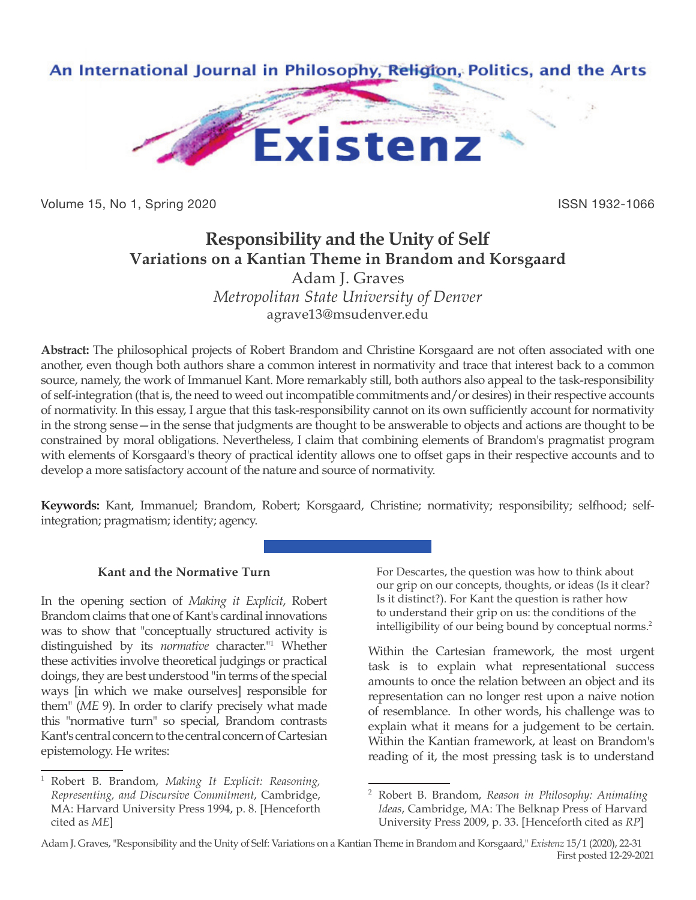# Responsibility and the Unity of Self
## Variations on a Kantian Theme in Brandom and Korsgaard

Adam J. Graves
*Metropolitan State University of Denver*
agrave13@msudenver.edu

**Abstract:** The philosophical projects of Robert Brandom and Christine Korsgaard are not often associated with one another, even though both authors share a common interest in normativity and trace that interest back to a common source, namely, the work of Immanuel Kant. More remarkably still, both authors also appeal to the task-responsibility of self-integration (that is, the need to weed out incompatible commitments and/or desires) in their respective accounts of normativity. In this essay, I argue that this task-responsibility cannot on its own sufficiently account for normativity in the strong sense—in the sense that judgments are thought to be answerable to objects and actions are thought to be constrained by moral obligations. Nevertheless, I claim that combining elements of Brandom's pragmatist program with elements of Korsgaard's theory of practical identity allows one to offset gaps in their respective accounts and to develop a more satisfactory account of the nature and source of normativity.

**Keywords:** Kant, Immanuel; Brandom, Robert; Korsgaard, Christine; normativity; responsibility; selfhood; self-integration; pragmatism; identity; agency.

### Kant and the Normative Turn

In the opening section of *Making it Explicit*, Robert Brandom claims that one of Kant's cardinal innovations was to show that "conceptually structured activity is distinguished by its *normative* character."[1] Whether these activities involve theoretical judgings or practical doings, they are best understood "in terms of the special ways [in which we make ourselves] responsible for them" (*ME* 9). In order to clarify precisely what made this "normative turn" so special, Brandom contrasts Kant's central concern to the central concern of Cartesian epistemology. He writes:

> For Descartes, the question was how to think about our grip on our concepts, thoughts, or ideas (Is it clear? Is it distinct?). For Kant the question is rather how to understand their grip on us: the conditions of the intelligibility of our being bound by conceptual norms.[2]

Within the Cartesian framework, the most urgent task is to explain what representational success amounts to once the relation between an object and its representation can no longer rest upon a naive notion of resemblance. In other words, his challenge was to explain what it means for a judgement to be certain. Within the Kantian framework, at least on Brandom's reading of it, the most pressing task is to understand

---

[1] Robert B. Brandom, *Making It Explicit: Reasoning, Representing, and Discursive Commitment*, Cambridge, MA: Harvard University Press 1994, p. 8. [Henceforth cited as *ME*]

[2] Robert B. Brandom, *Reason in Philosophy: Animating Ideas*, Cambridge, MA: The Belknap Press of Harvard University Press 2009, p. 33. [Henceforth cited as *RP*]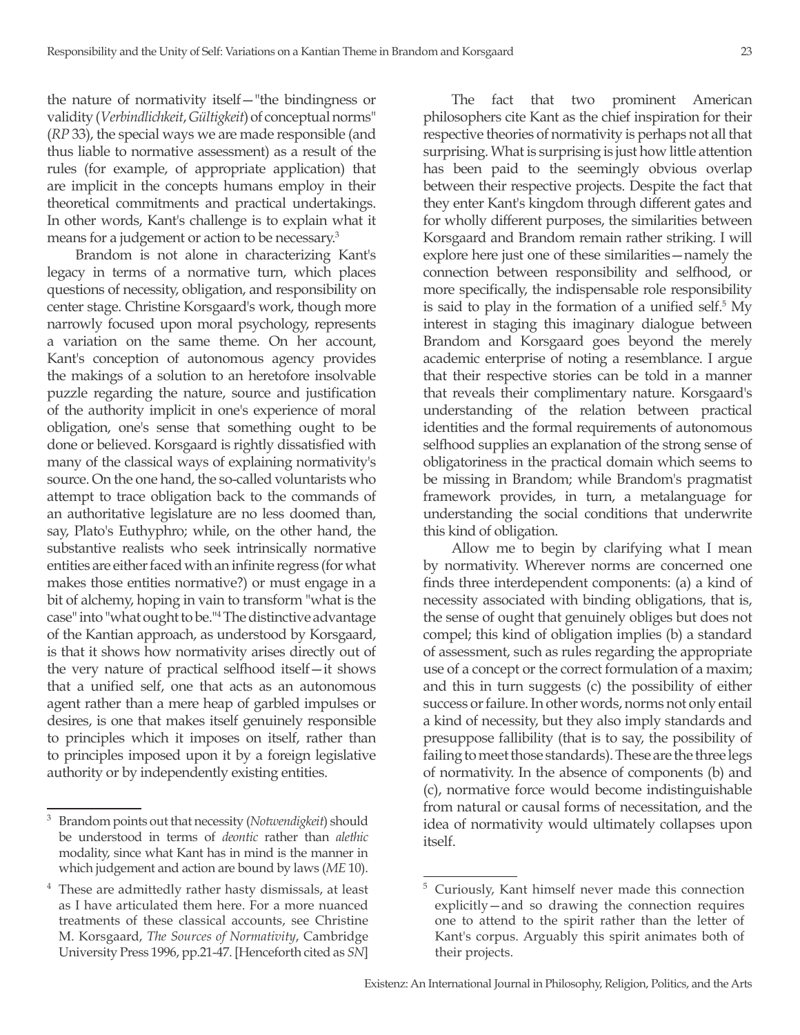the nature of normativity itself—"the bindingness or validity (*Verbindlichkeit*, *Gültigkeit*) of conceptual norms" (*RP* 33), the special ways we are made responsible (and thus liable to normative assessment) as a result of the rules (for example, of appropriate application) that are implicit in the concepts humans employ in their theoretical commitments and practical undertakings. In other words, Kant's challenge is to explain what it means for a judgement or action to be necessary.[3]

Brandom is not alone in characterizing Kant's legacy in terms of a normative turn, which places questions of necessity, obligation, and responsibility on center stage. Christine Korsgaard's work, though more narrowly focused upon moral psychology, represents a variation on the same theme. On her account, Kant's conception of autonomous agency provides the makings of a solution to an heretofore insolvable puzzle regarding the nature, source and justification of the authority implicit in one's experience of moral obligation, one's sense that something ought to be done or believed. Korsgaard is rightly dissatisfied with many of the classical ways of explaining normativity's source. On the one hand, the so-called voluntarists who attempt to trace obligation back to the commands of an authoritative legislature are no less doomed than, say, Plato's Euthyphro; while, on the other hand, the substantive realists who seek intrinsically normative entities are either faced with an infinite regress (for what makes those entities normative?) or must engage in a bit of alchemy, hoping in vain to transform "what is the case" into "what ought to be."[4] The distinctive advantage of the Kantian approach, as understood by Korsgaard, is that it shows how normativity arises directly out of the very nature of practical selfhood itself—it shows that a unified self, one that acts as an autonomous agent rather than a mere heap of garbled impulses or desires, is one that makes itself genuinely responsible to principles which it imposes on itself, rather than to principles imposed upon it by a foreign legislative authority or by independently existing entities.

The fact that two prominent American philosophers cite Kant as the chief inspiration for their respective theories of normativity is perhaps not all that surprising. What is surprising is just how little attention has been paid to the seemingly obvious overlap between their respective projects. Despite the fact that they enter Kant's kingdom through different gates and for wholly different purposes, the similarities between Korsgaard and Brandom remain rather striking. I will explore here just one of these similarities—namely the connection between responsibility and selfhood, or more specifically, the indispensable role responsibility is said to play in the formation of a unified self.[5] My interest in staging this imaginary dialogue between Brandom and Korsgaard goes beyond the merely academic enterprise of noting a resemblance. I argue that their respective stories can be told in a manner that reveals their complimentary nature. Korsgaard's understanding of the relation between practical identities and the formal requirements of autonomous selfhood supplies an explanation of the strong sense of obligatoriness in the practical domain which seems to be missing in Brandom; while Brandom's pragmatist framework provides, in turn, a metalanguage for understanding the social conditions that underwrite this kind of obligation.

Allow me to begin by clarifying what I mean by normativity. Wherever norms are concerned one finds three interdependent components: (a) a kind of necessity associated with binding obligations, that is, the sense of ought that genuinely obliges but does not compel; this kind of obligation implies (b) a standard of assessment, such as rules regarding the appropriate use of a concept or the correct formulation of a maxim; and this in turn suggests (c) the possibility of either success or failure. In other words, norms not only entail a kind of necessity, but they also imply standards and presuppose fallibility (that is to say, the possibility of failing to meet those standards). These are the three legs of normativity. In the absence of components (b) and (c), normative force would become indistinguishable from natural or causal forms of necessitation, and the idea of normativity would ultimately collapses upon itself.

---

[3] Brandom points out that necessity (*Notwendigkeit*) should be understood in terms of *deontic* rather than *alethic* modality, since what Kant has in mind is the manner in which judgement and action are bound by laws (*ME* 10).

[4] These are admittedly rather hasty dismissals, at least as I have articulated them here. For a more nuanced treatments of these classical accounts, see Christine M. Korsgaard, *The Sources of Normativity*, Cambridge University Press 1996, pp.21-47. [Henceforth cited as *SN*]

[5] Curiously, Kant himself never made this connection explicitly—and so drawing the connection requires one to attend to the spirit rather than the letter of Kant's corpus. Arguably this spirit animates both of their projects.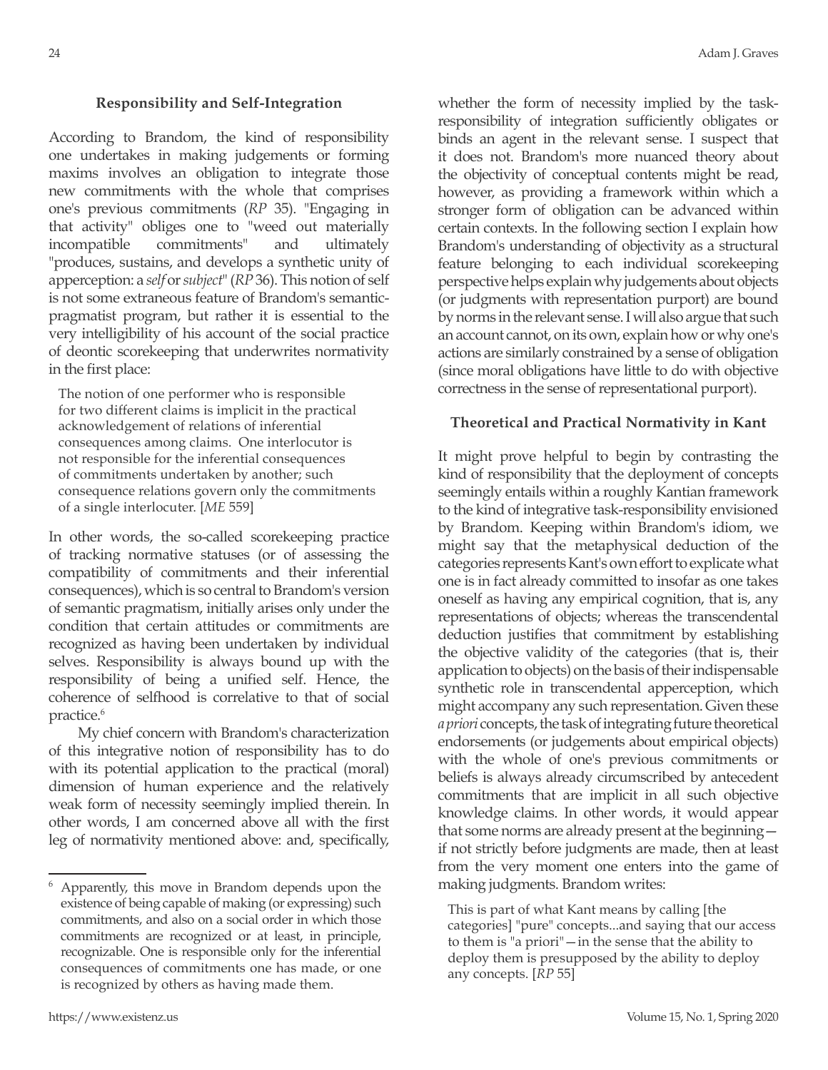### Responsibility and Self-Integration

According to Brandom, the kind of responsibility one undertakes in making judgements or forming maxims involves an obligation to integrate those new commitments with the whole that comprises one's previous commitments (*RP* 35). "Engaging in that activity" obliges one to "weed out materially incompatible commitments" and ultimately "produces, sustains, and develops a synthetic unity of apperception: a *self* or *subject*" (*RP* 36). This notion of self is not some extraneous feature of Brandom's semantic-pragmatist program, but rather it is essential to the very intelligibility of his account of the social practice of deontic scorekeeping that underwrites normativity in the first place:

> The notion of one performer who is responsible for two different claims is implicit in the practical acknowledgement of relations of inferential consequences among claims. One interlocutor is not responsible for the inferential consequences of commitments undertaken by another; such consequence relations govern only the commitments of a single interlocuter. [*ME* 559]

In other words, the so-called scorekeeping practice of tracking normative statuses (or of assessing the compatibility of commitments and their inferential consequences), which is so central to Brandom's version of semantic pragmatism, initially arises only under the condition that certain attitudes or commitments are recognized as having been undertaken by individual selves. Responsibility is always bound up with the responsibility of being a unified self. Hence, the coherence of selfhood is correlative to that of social practice.[6]

My chief concern with Brandom's characterization of this integrative notion of responsibility has to do with its potential application to the practical (moral) dimension of human experience and the relatively weak form of necessity seemingly implied therein. In other words, I am concerned above all with the first leg of normativity mentioned above: and, specifically, whether the form of necessity implied by the task-responsibility of integration sufficiently obligates or binds an agent in the relevant sense. I suspect that it does not. Brandom's more nuanced theory about the objectivity of conceptual contents might be read, however, as providing a framework within which a stronger form of obligation can be advanced within certain contexts. In the following section I explain how Brandom's understanding of objectivity as a structural feature belonging to each individual scorekeeping perspective helps explain why judgements about objects (or judgments with representation purport) are bound by norms in the relevant sense. I will also argue that such an account cannot, on its own, explain how or why one's actions are similarly constrained by a sense of obligation (since moral obligations have little to do with objective correctness in the sense of representational purport).

### Theoretical and Practical Normativity in Kant

It might prove helpful to begin by contrasting the kind of responsibility that the deployment of concepts seemingly entails within a roughly Kantian framework to the kind of integrative task-responsibility envisioned by Brandom. Keeping within Brandom's idiom, we might say that the metaphysical deduction of the categories represents Kant's own effort to explicate what one is in fact already committed to insofar as one takes oneself as having any empirical cognition, that is, any representations of objects; whereas the transcendental deduction justifies that commitment by establishing the objective validity of the categories (that is, their application to objects) on the basis of their indispensable synthetic role in transcendental apperception, which might accompany any such representation. Given these *a priori* concepts, the task of integrating future theoretical endorsements (or judgements about empirical objects) with the whole of one's previous commitments or beliefs is always already circumscribed by antecedent commitments that are implicit in all such objective knowledge claims. In other words, it would appear that some norms are already present at the beginning—if not strictly before judgments are made, then at least from the very moment one enters into the game of making judgments. Brandom writes:

> This is part of what Kant means by calling [the categories] "pure" concepts...and saying that our access to them is "a priori"—in the sense that the ability to deploy them is presupposed by the ability to deploy any concepts. [*RP* 55]

---

[6] Apparently, this move in Brandom depends upon the existence of being capable of making (or expressing) such commitments, and also on a social order in which those commitments are recognized or at least, in principle, recognizable. One is responsible only for the inferential consequences of commitments one has made, or one is recognized by others as having made them.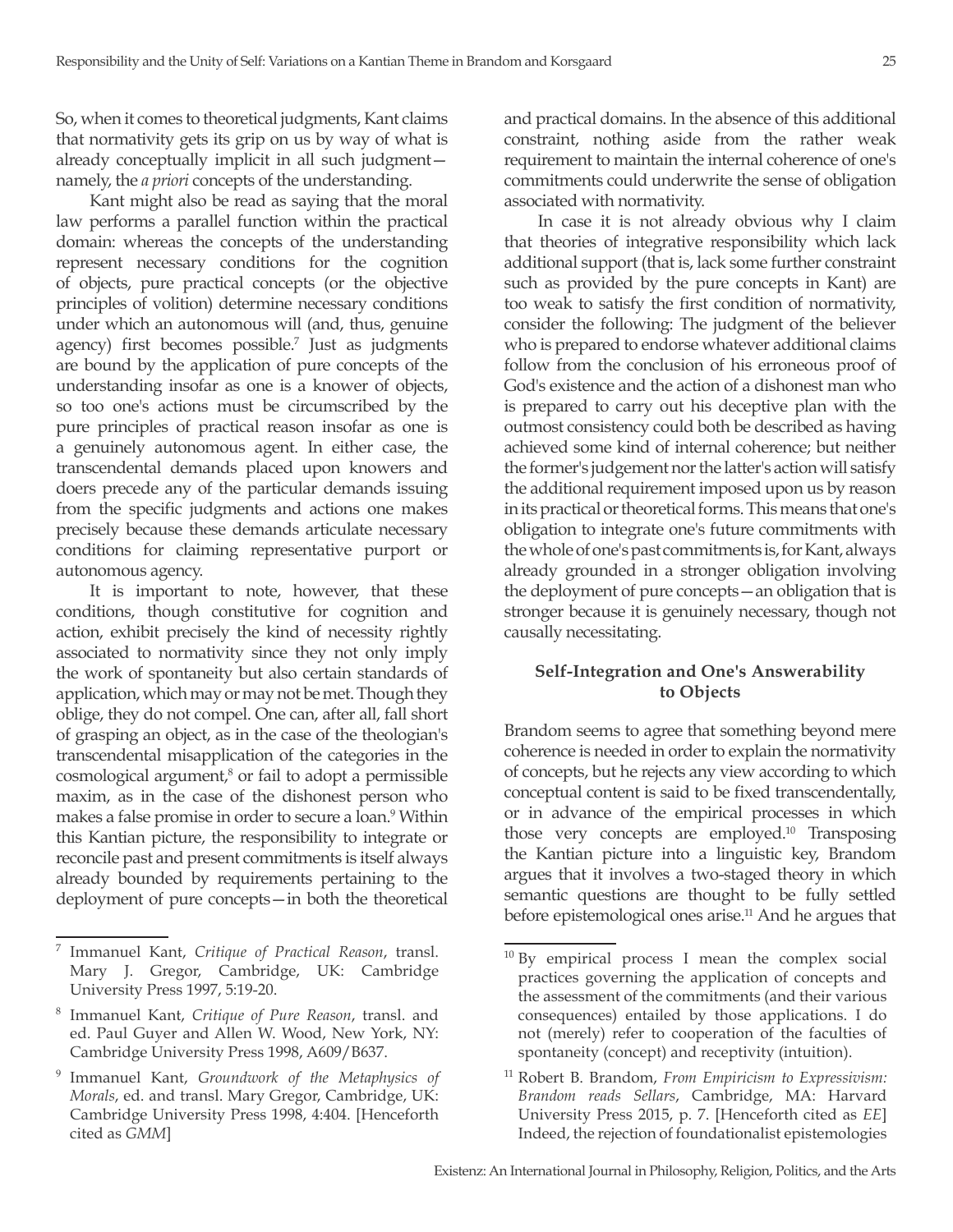So, when it comes to theoretical judgments, Kant claims that normativity gets its grip on us by way of what is already conceptually implicit in all such judgment—namely, the *a priori* concepts of the understanding.

Kant might also be read as saying that the moral law performs a parallel function within the practical domain: whereas the concepts of the understanding represent necessary conditions for the cognition of objects, pure practical concepts (or the objective principles of volition) determine necessary conditions under which an autonomous will (and, thus, genuine agency) first becomes possible.[7] Just as judgments are bound by the application of pure concepts of the understanding insofar as one is a knower of objects, so too one's actions must be circumscribed by the pure principles of practical reason insofar as one is a genuinely autonomous agent. In either case, the transcendental demands placed upon knowers and doers precede any of the particular demands issuing from the specific judgments and actions one makes precisely because these demands articulate necessary conditions for claiming representative purport or autonomous agency.

It is important to note, however, that these conditions, though constitutive for cognition and action, exhibit precisely the kind of necessity rightly associated to normativity since they not only imply the work of spontaneity but also certain standards of application, which may or may not be met. Though they oblige, they do not compel. One can, after all, fall short of grasping an object, as in the case of the theologian's transcendental misapplication of the categories in the cosmological argument,[8] or fail to adopt a permissible maxim, as in the case of the dishonest person who makes a false promise in order to secure a loan.[9] Within this Kantian picture, the responsibility to integrate or reconcile past and present commitments is itself always already bounded by requirements pertaining to the deployment of pure concepts—in both the theoretical and practical domains. In the absence of this additional constraint, nothing aside from the rather weak requirement to maintain the internal coherence of one's commitments could underwrite the sense of obligation associated with normativity.

In case it is not already obvious why I claim that theories of integrative responsibility which lack additional support (that is, lack some further constraint such as provided by the pure concepts in Kant) are too weak to satisfy the first condition of normativity, consider the following: The judgment of the believer who is prepared to endorse whatever additional claims follow from the conclusion of his erroneous proof of God's existence and the action of a dishonest man who is prepared to carry out his deceptive plan with the outmost consistency could both be described as having achieved some kind of internal coherence; but neither the former's judgement nor the latter's action will satisfy the additional requirement imposed upon us by reason in its practical or theoretical forms. This means that one's obligation to integrate one's future commitments with the whole of one's past commitments is, for Kant, always already grounded in a stronger obligation involving the deployment of pure concepts—an obligation that is stronger because it is genuinely necessary, though not causally necessitating.

## Self-Integration and One's Answerability to Objects

Brandom seems to agree that something beyond mere coherence is needed in order to explain the normativity of concepts, but he rejects any view according to which conceptual content is said to be fixed transcendentally, or in advance of the empirical processes in which those very concepts are employed.[10] Transposing the Kantian picture into a linguistic key, Brandom argues that it involves a two-staged theory in which semantic questions are thought to be fully settled before epistemological ones arise.[11] And he argues that

---

[7] Immanuel Kant, *Critique of Practical Reason*, transl. Mary J. Gregor, Cambridge, UK: Cambridge University Press 1997, 5:19-20.

[8] Immanuel Kant, *Critique of Pure Reason*, transl. and ed. Paul Guyer and Allen W. Wood, New York, NY: Cambridge University Press 1998, A609/B637.

[9] Immanuel Kant, *Groundwork of the Metaphysics of Morals*, ed. and transl. Mary Gregor, Cambridge, UK: Cambridge University Press 1998, 4:404. [Henceforth cited as *GMM*]

[10] By empirical process I mean the complex social practices governing the application of concepts and the assessment of the commitments (and their various consequences) entailed by those applications. I do not (merely) refer to cooperation of the faculties of spontaneity (concept) and receptivity (intuition).

[11] Robert B. Brandom, *From Empiricism to Expressivism: Brandom reads Sellars*, Cambridge, MA: Harvard University Press 2015, p. 7. [Henceforth cited as *EE*] Indeed, the rejection of foundationalist epistemologies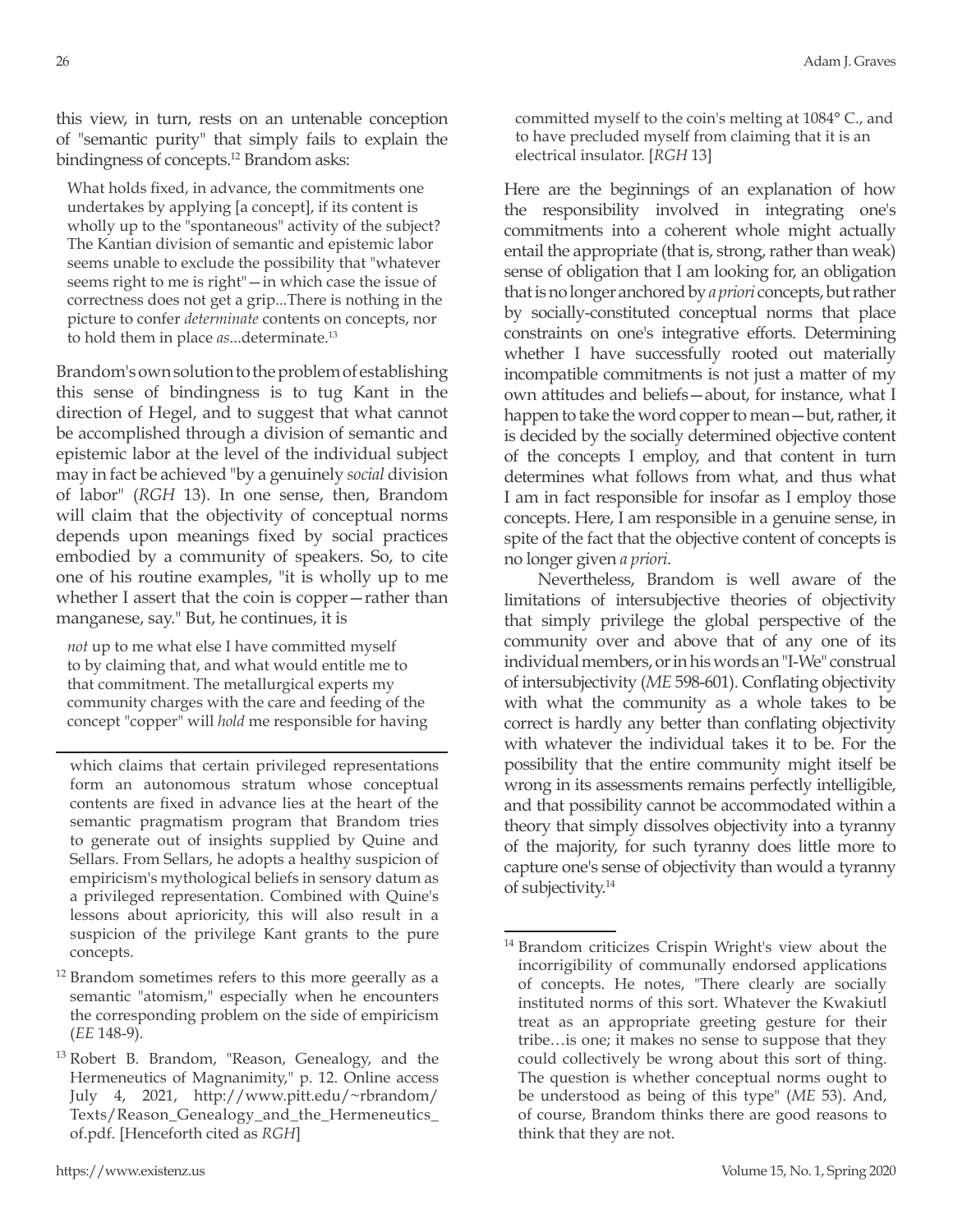this view, in turn, rests on an untenable conception of "semantic purity" that simply fails to explain the bindingness of concepts.[12] Brandom asks:

> What holds fixed, in advance, the commitments one undertakes by applying [a concept], if its content is wholly up to the "spontaneous" activity of the subject? The Kantian division of semantic and epistemic labor seems unable to exclude the possibility that "whatever seems right to me is right"—in which case the issue of correctness does not get a grip...There is nothing in the picture to confer *determinate* contents on concepts, nor to hold them in place *as*...determinate.[13]

Brandom's own solution to the problem of establishing this sense of bindingness is to tug Kant in the direction of Hegel, and to suggest that what cannot be accomplished through a division of semantic and epistemic labor at the level of the individual subject may in fact be achieved "by a genuinely *social* division of labor" (*RGH* 13). In one sense, then, Brandom will claim that the objectivity of conceptual norms depends upon meanings fixed by social practices embodied by a community of speakers. So, to cite one of his routine examples, "it is wholly up to me whether I assert that the coin is copper—rather than manganese, say." But, he continues, it is

> *not* up to me what else I have committed myself to by claiming that, and what would entitle me to that commitment. The metallurgical experts my community charges with the care and feeding of the concept "copper" will *hold* me responsible for having committed myself to the coin's melting at 1084° C., and to have precluded myself from claiming that it is an electrical insulator. [*RGH* 13]

Here are the beginnings of an explanation of how the responsibility involved in integrating one's commitments into a coherent whole might actually entail the appropriate (that is, strong, rather than weak) sense of obligation that I am looking for, an obligation that is no longer anchored by *a priori* concepts, but rather by socially-constituted conceptual norms that place constraints on one's integrative efforts. Determining whether I have successfully rooted out materially incompatible commitments is not just a matter of my own attitudes and beliefs—about, for instance, what I happen to take the word copper to mean—but, rather, it is decided by the socially determined objective content of the concepts I employ, and that content in turn determines what follows from what, and thus what I am in fact responsible for insofar as I employ those concepts. Here, I am responsible in a genuine sense, in spite of the fact that the objective content of concepts is no longer given *a priori*.

Nevertheless, Brandom is well aware of the limitations of intersubjective theories of objectivity that simply privilege the global perspective of the community over and above that of any one of its individual members, or in his words an "I-We" construal of intersubjectivity (*ME* 598-601). Conflating objectivity with what the community as a whole takes to be correct is hardly any better than conflating objectivity with whatever the individual takes it to be. For the possibility that the entire community might itself be wrong in its assessments remains perfectly intelligible, and that possibility cannot be accommodated within a theory that simply dissolves objectivity into a tyranny of the majority, for such tyranny does little more to capture one's sense of objectivity than would a tyranny of subjectivity.[14]

---

which claims that certain privileged representations form an autonomous stratum whose conceptual contents are fixed in advance lies at the heart of the semantic pragmatism program that Brandom tries to generate out of insights supplied by Quine and Sellars. From Sellars, he adopts a healthy suspicion of empiricism's mythological beliefs in sensory datum as a privileged representation. Combined with Quine's lessons about aprioricity, this will also result in a suspicion of the privilege Kant grants to the pure concepts.

[12] Brandom sometimes refers to this more geerally as a semantic "atomism," especially when he encounters the corresponding problem on the side of empiricism (*EE* 148-9).

[13] Robert B. Brandom, "Reason, Genealogy, and the Hermeneutics of Magnanimity," p. 12. Online access July 4, 2021, http://www.pitt.edu/~rbrandom/Texts/Reason_Genealogy_and_the_Hermeneutics_of.pdf. [Henceforth cited as *RGH*]

[14] Brandom criticizes Crispin Wright's view about the incorrigibility of communally endorsed applications of concepts. He notes, "There clearly are socially instituted norms of this sort. Whatever the Kwakiutl treat as an appropriate greeting gesture for their tribe…is one; it makes no sense to suppose that they could collectively be wrong about this sort of thing. The question is whether conceptual norms ought to be understood as being of this type" (*ME* 53). And, of course, Brandom thinks there are good reasons to think that they are not.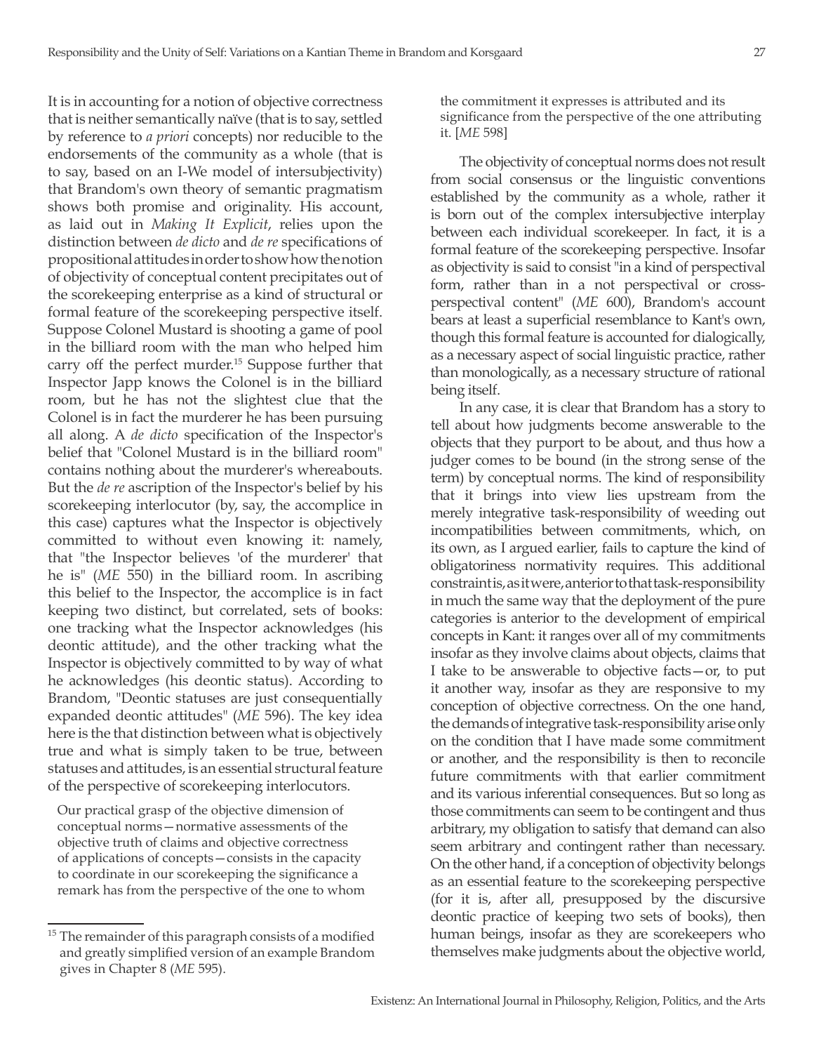It is in accounting for a notion of objective correctness that is neither semantically naïve (that is to say, settled by reference to *a priori* concepts) nor reducible to the endorsements of the community as a whole (that is to say, based on an I-We model of intersubjectivity) that Brandom's own theory of semantic pragmatism shows both promise and originality. His account, as laid out in *Making It Explicit*, relies upon the distinction between *de dicto* and *de re* specifications of propositional attitudes in order to show how the notion of objectivity of conceptual content precipitates out of the scorekeeping enterprise as a kind of structural or formal feature of the scorekeeping perspective itself. Suppose Colonel Mustard is shooting a game of pool in the billiard room with the man who helped him carry off the perfect murder.[15] Suppose further that Inspector Japp knows the Colonel is in the billiard room, but he has not the slightest clue that the Colonel is in fact the murderer he has been pursuing all along. A *de dicto* specification of the Inspector's belief that "Colonel Mustard is in the billiard room" contains nothing about the murderer's whereabouts. But the *de re* ascription of the Inspector's belief by his scorekeeping interlocutor (by, say, the accomplice in this case) captures what the Inspector is objectively committed to without even knowing it: namely, that "the Inspector believes 'of the murderer' that he is" (*ME* 550) in the billiard room. In ascribing this belief to the Inspector, the accomplice is in fact keeping two distinct, but correlated, sets of books: one tracking what the Inspector acknowledges (his deontic attitude), and the other tracking what the Inspector is objectively committed to by way of what he acknowledges (his deontic status). According to Brandom, "Deontic statuses are just consequentially expanded deontic attitudes" (*ME* 596). The key idea here is the that distinction between what is objectively true and what is simply taken to be true, between statuses and attitudes, is an essential structural feature of the perspective of scorekeeping interlocutors.

> Our practical grasp of the objective dimension of conceptual norms—normative assessments of the objective truth of claims and objective correctness of applications of concepts—consists in the capacity to coordinate in our scorekeeping the significance a remark has from the perspective of the one to whom the commitment it expresses is attributed and its significance from the perspective of the one attributing it. [*ME* 598]

The objectivity of conceptual norms does not result from social consensus or the linguistic conventions established by the community as a whole, rather it is born out of the complex intersubjective interplay between each individual scorekeeper. In fact, it is a formal feature of the scorekeeping perspective. Insofar as objectivity is said to consist "in a kind of perspectival form, rather than in a not perspectival or cross-perspectival content" (*ME* 600), Brandom's account bears at least a superficial resemblance to Kant's own, though this formal feature is accounted for dialogically, as a necessary aspect of social linguistic practice, rather than monologically, as a necessary structure of rational being itself.

In any case, it is clear that Brandom has a story to tell about how judgments become answerable to the objects that they purport to be about, and thus how a judger comes to be bound (in the strong sense of the term) by conceptual norms. The kind of responsibility that it brings into view lies upstream from the merely integrative task-responsibility of weeding out incompatibilities between commitments, which, on its own, as I argued earlier, fails to capture the kind of obligatoriness normativity requires. This additional constraint is, as it were, anterior to that task-responsibility in much the same way that the deployment of the pure categories is anterior to the development of empirical concepts in Kant: it ranges over all of my commitments insofar as they involve claims about objects, claims that I take to be answerable to objective facts—or, to put it another way, insofar as they are responsive to my conception of objective correctness. On the one hand, the demands of integrative task-responsibility arise only on the condition that I have made some commitment or another, and the responsibility is then to reconcile future commitments with that earlier commitment and its various inferential consequences. But so long as those commitments can seem to be contingent and thus arbitrary, my obligation to satisfy that demand can also seem arbitrary and contingent rather than necessary. On the other hand, if a conception of objectivity belongs as an essential feature to the scorekeeping perspective (for it is, after all, presupposed by the discursive deontic practice of keeping two sets of books), then human beings, insofar as they are scorekeepers who themselves make judgments about the objective world,

---

[15] The remainder of this paragraph consists of a modified and greatly simplified version of an example Brandom gives in Chapter 8 (*ME* 595).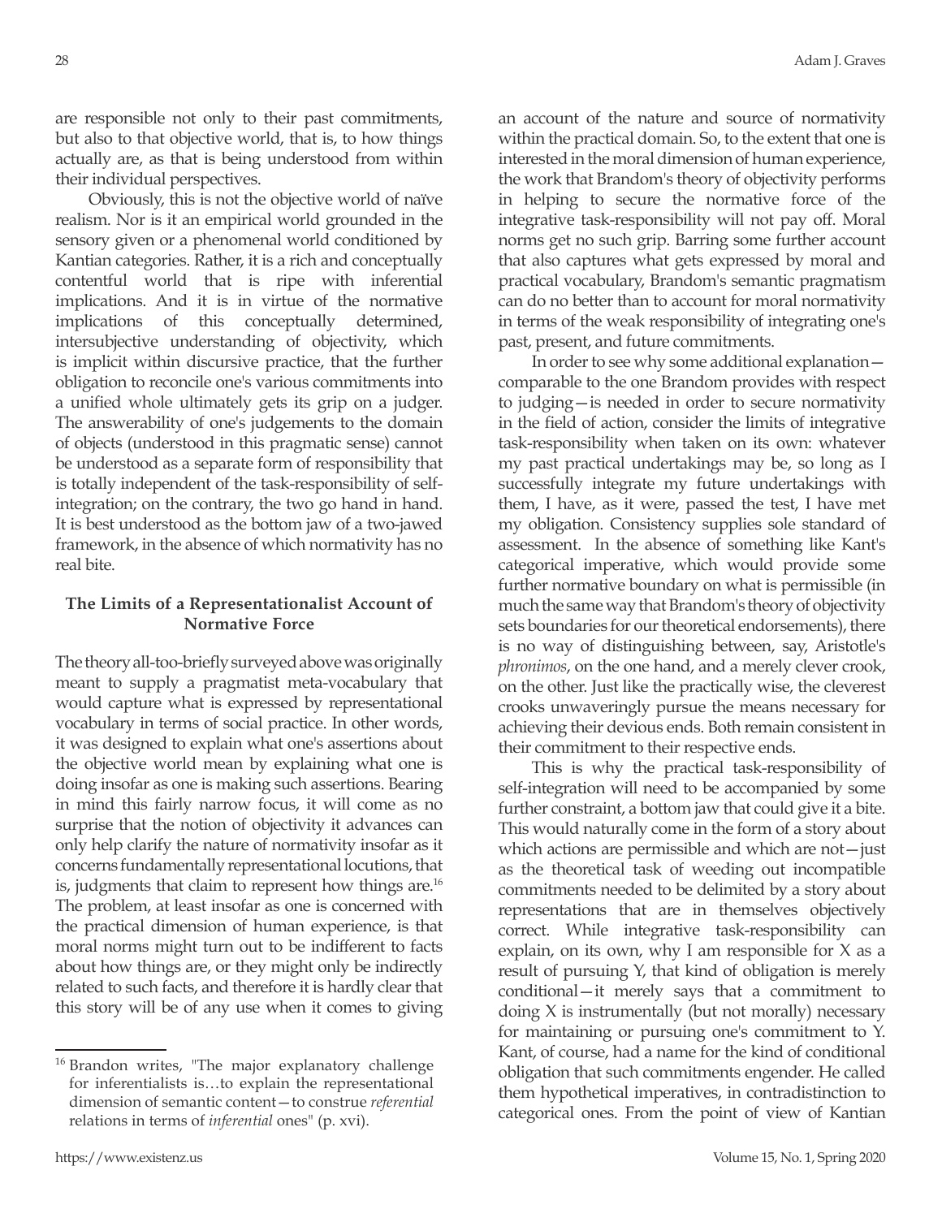are responsible not only to their past commitments, but also to that objective world, that is, to how things actually are, as that is being understood from within their individual perspectives.

Obviously, this is not the objective world of naïve realism. Nor is it an empirical world grounded in the sensory given or a phenomenal world conditioned by Kantian categories. Rather, it is a rich and conceptually contentful world that is ripe with inferential implications. And it is in virtue of the normative implications of this conceptually determined, intersubjective understanding of objectivity, which is implicit within discursive practice, that the further obligation to reconcile one's various commitments into a unified whole ultimately gets its grip on a judger. The answerability of one's judgements to the domain of objects (understood in this pragmatic sense) cannot be understood as a separate form of responsibility that is totally independent of the task-responsibility of self-integration; on the contrary, the two go hand in hand. It is best understood as the bottom jaw of a two-jawed framework, in the absence of which normativity has no real bite.

### The Limits of a Representationalist Account of Normative Force

The theory all-too-briefly surveyed above was originally meant to supply a pragmatist meta-vocabulary that would capture what is expressed by representational vocabulary in terms of social practice. In other words, it was designed to explain what one's assertions about the objective world mean by explaining what one is doing insofar as one is making such assertions. Bearing in mind this fairly narrow focus, it will come as no surprise that the notion of objectivity it advances can only help clarify the nature of normativity insofar as it concerns fundamentally representational locutions, that is, judgments that claim to represent how things are.[16] The problem, at least insofar as one is concerned with the practical dimension of human experience, is that moral norms might turn out to be indifferent to facts about how things are, or they might only be indirectly related to such facts, and therefore it is hardly clear that this story will be of any use when it comes to giving an account of the nature and source of normativity within the practical domain. So, to the extent that one is interested in the moral dimension of human experience, the work that Brandom's theory of objectivity performs in helping to secure the normative force of the integrative task-responsibility will not pay off. Moral norms get no such grip. Barring some further account that also captures what gets expressed by moral and practical vocabulary, Brandom's semantic pragmatism can do no better than to account for moral normativity in terms of the weak responsibility of integrating one's past, present, and future commitments.

In order to see why some additional explanation—comparable to the one Brandom provides with respect to judging—is needed in order to secure normativity in the field of action, consider the limits of integrative task-responsibility when taken on its own: whatever my past practical undertakings may be, so long as I successfully integrate my future undertakings with them, I have, as it were, passed the test, I have met my obligation. Consistency supplies sole standard of assessment. In the absence of something like Kant's categorical imperative, which would provide some further normative boundary on what is permissible (in much the same way that Brandom's theory of objectivity sets boundaries for our theoretical endorsements), there is no way of distinguishing between, say, Aristotle's *phronimos*, on the one hand, and a merely clever crook, on the other. Just like the practically wise, the cleverest crooks unwaveringly pursue the means necessary for achieving their devious ends. Both remain consistent in their commitment to their respective ends.

This is why the practical task-responsibility of self-integration will need to be accompanied by some further constraint, a bottom jaw that could give it a bite. This would naturally come in the form of a story about which actions are permissible and which are not—just as the theoretical task of weeding out incompatible commitments needed to be delimited by a story about representations that are in themselves objectively correct. While integrative task-responsibility can explain, on its own, why I am responsible for X as a result of pursuing Y, that kind of obligation is merely conditional—it merely says that a commitment to doing X is instrumentally (but not morally) necessary for maintaining or pursuing one's commitment to Y. Kant, of course, had a name for the kind of conditional obligation that such commitments engender. He called them hypothetical imperatives, in contradistinction to categorical ones. From the point of view of Kantian

---

[16] Brandon writes, "The major explanatory challenge for inferentialists is…to explain the representational dimension of semantic content—to construe *referential* relations in terms of *inferential* ones" (p. xvi).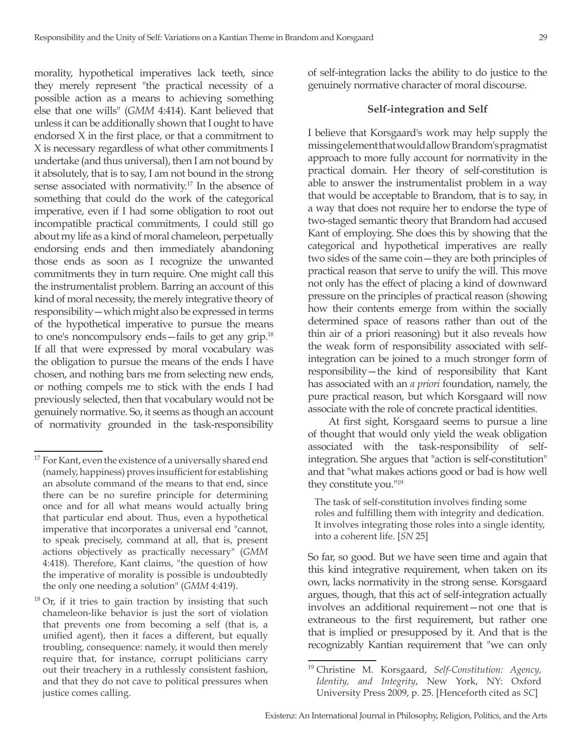morality, hypothetical imperatives lack teeth, since they merely represent "the practical necessity of a possible action as a means to achieving something else that one wills" (*GMM* 4:414). Kant believed that unless it can be additionally shown that I ought to have endorsed X in the first place, or that a commitment to X is necessary regardless of what other commitments I undertake (and thus universal), then I am not bound by it absolutely, that is to say, I am not bound in the strong sense associated with normativity.[17] In the absence of something that could do the work of the categorical imperative, even if I had some obligation to root out incompatible practical commitments, I could still go about my life as a kind of moral chameleon, perpetually endorsing ends and then immediately abandoning those ends as soon as I recognize the unwanted commitments they in turn require. One might call this the instrumentalist problem. Barring an account of this kind of moral necessity, the merely integrative theory of responsibility—which might also be expressed in terms of the hypothetical imperative to pursue the means to one's noncompulsory ends—fails to get any grip.[18] If all that were expressed by moral vocabulary was the obligation to pursue the means of the ends I have chosen, and nothing bars me from selecting new ends, or nothing compels me to stick with the ends I had previously selected, then that vocabulary would not be genuinely normative. So, it seems as though an account of normativity grounded in the task-responsibility of self-integration lacks the ability to do justice to the genuinely normative character of moral discourse.

### Self-integration and Self

I believe that Korsgaard's work may help supply the missing element that would allow Brandom's pragmatist approach to more fully account for normativity in the practical domain. Her theory of self-constitution is able to answer the instrumentalist problem in a way that would be acceptable to Brandom, that is to say, in a way that does not require her to endorse the type of two-staged semantic theory that Brandom had accused Kant of employing. She does this by showing that the categorical and hypothetical imperatives are really two sides of the same coin—they are both principles of practical reason that serve to unify the will. This move not only has the effect of placing a kind of downward pressure on the principles of practical reason (showing how their contents emerge from within the socially determined space of reasons rather than out of the thin air of a priori reasoning) but it also reveals how the weak form of responsibility associated with self-integration can be joined to a much stronger form of responsibility—the kind of responsibility that Kant has associated with an *a priori* foundation, namely, the pure practical reason, but which Korsgaard will now associate with the role of concrete practical identities.

At first sight, Korsgaard seems to pursue a line of thought that would only yield the weak obligation associated with the task-responsibility of self-integration. She argues that "action is self-constitution" and that "what makes actions good or bad is how well they constitute you."[19]

> The task of self-constitution involves finding some roles and fulfilling them with integrity and dedication. It involves integrating those roles into a single identity, into a coherent life. [*SN* 25]

So far, so good. But we have seen time and again that this kind integrative requirement, when taken on its own, lacks normativity in the strong sense. Korsgaard argues, though, that this act of self-integration actually involves an additional requirement—not one that is extraneous to the first requirement, but rather one that is implied or presupposed by it. And that is the recognizably Kantian requirement that "we can only

---

[17] For Kant, even the existence of a universally shared end (namely, happiness) proves insufficient for establishing an absolute command of the means to that end, since there can be no surefire principle for determining once and for all what means would actually bring that particular end about. Thus, even a hypothetical imperative that incorporates a universal end "cannot, to speak precisely, command at all, that is, present actions objectively as practically necessary" (*GMM* 4:418). Therefore, Kant claims, "the question of how the imperative of morality is possible is undoubtedly the only one needing a solution" (*GMM* 4:419).

[18] Or, if it tries to gain traction by insisting that such chameleon-like behavior is just the sort of violation that prevents one from becoming a self (that is, a unified agent), then it faces a different, but equally troubling, consequence: namely, it would then merely require that, for instance, corrupt politicians carry out their treachery in a ruthlessly consistent fashion, and that they do not cave to political pressures when justice comes calling.

[19] Christine M. Korsgaard, *Self-Constitution: Agency, Identity, and Integrity*, New York, NY: Oxford University Press 2009, p. 25. [Henceforth cited as *SC*]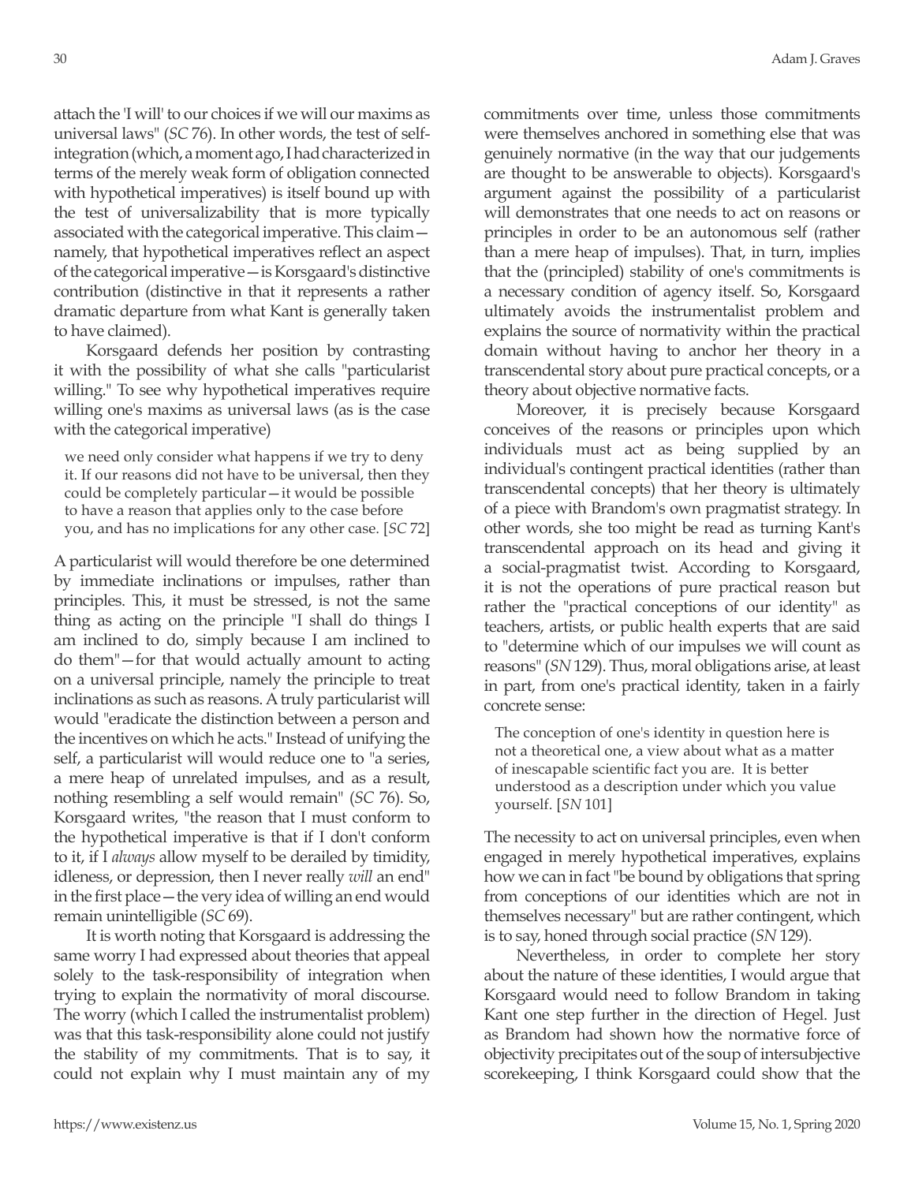attach the 'I will' to our choices if we will our maxims as universal laws" (*SC* 76). In other words, the test of self-integration (which, a moment ago, I had characterized in terms of the merely weak form of obligation connected with hypothetical imperatives) is itself bound up with the test of universalizability that is more typically associated with the categorical imperative. This claim—namely, that hypothetical imperatives reflect an aspect of the categorical imperative—is Korsgaard's distinctive contribution (distinctive in that it represents a rather dramatic departure from what Kant is generally taken to have claimed).

Korsgaard defends her position by contrasting it with the possibility of what she calls "particularist willing." To see why hypothetical imperatives require willing one's maxims as universal laws (as is the case with the categorical imperative)

> we need only consider what happens if we try to deny it. If our reasons did not have to be universal, then they could be completely particular—it would be possible to have a reason that applies only to the case before you, and has no implications for any other case. [*SC* 72]

A particularist will would therefore be one determined by immediate inclinations or impulses, rather than principles. This, it must be stressed, is not the same thing as acting on the principle "I shall do things I am inclined to do, simply because I am inclined to do them"—for that would actually amount to acting on a universal principle, namely the principle to treat inclinations as such as reasons. A truly particularist will would "eradicate the distinction between a person and the incentives on which he acts." Instead of unifying the self, a particularist will would reduce one to "a series, a mere heap of unrelated impulses, and as a result, nothing resembling a self would remain" (*SC* 76). So, Korsgaard writes, "the reason that I must conform to the hypothetical imperative is that if I don't conform to it, if I *always* allow myself to be derailed by timidity, idleness, or depression, then I never really *will* an end" in the first place—the very idea of willing an end would remain unintelligible (*SC* 69).

It is worth noting that Korsgaard is addressing the same worry I had expressed about theories that appeal solely to the task-responsibility of integration when trying to explain the normativity of moral discourse. The worry (which I called the instrumentalist problem) was that this task-responsibility alone could not justify the stability of my commitments. That is to say, it could not explain why I must maintain any of my commitments over time, unless those commitments were themselves anchored in something else that was genuinely normative (in the way that our judgements are thought to be answerable to objects). Korsgaard's argument against the possibility of a particularist will demonstrates that one needs to act on reasons or principles in order to be an autonomous self (rather than a mere heap of impulses). That, in turn, implies that the (principled) stability of one's commitments is a necessary condition of agency itself. So, Korsgaard ultimately avoids the instrumentalist problem and explains the source of normativity within the practical domain without having to anchor her theory in a transcendental story about pure practical concepts, or a theory about objective normative facts.

Moreover, it is precisely because Korsgaard conceives of the reasons or principles upon which individuals must act as being supplied by an individual's contingent practical identities (rather than transcendental concepts) that her theory is ultimately of a piece with Brandom's own pragmatist strategy. In other words, she too might be read as turning Kant's transcendental approach on its head and giving it a social-pragmatist twist. According to Korsgaard, it is not the operations of pure practical reason but rather the "practical conceptions of our identity" as teachers, artists, or public health experts that are said to "determine which of our impulses we will count as reasons" (*SN* 129). Thus, moral obligations arise, at least in part, from one's practical identity, taken in a fairly concrete sense:

> The conception of one's identity in question here is not a theoretical one, a view about what as a matter of inescapable scientific fact you are. It is better understood as a description under which you value yourself. [*SN* 101]

The necessity to act on universal principles, even when engaged in merely hypothetical imperatives, explains how we can in fact "be bound by obligations that spring from conceptions of our identities which are not in themselves necessary" but are rather contingent, which is to say, honed through social practice (*SN* 129).

Nevertheless, in order to complete her story about the nature of these identities, I would argue that Korsgaard would need to follow Brandom in taking Kant one step further in the direction of Hegel. Just as Brandom had shown how the normative force of objectivity precipitates out of the soup of intersubjective scorekeeping, I think Korsgaard could show that the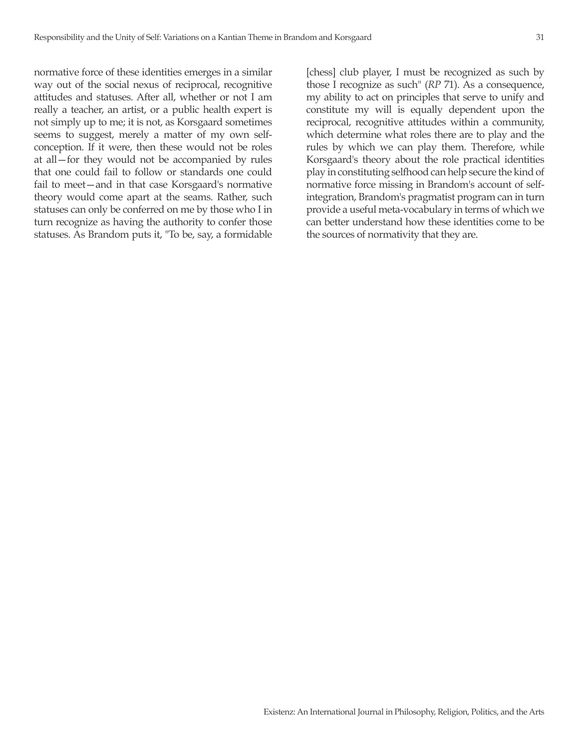normative force of these identities emerges in a similar way out of the social nexus of reciprocal, recognitive attitudes and statuses. After all, whether or not I am really a teacher, an artist, or a public health expert is not simply up to me; it is not, as Korsgaard sometimes seems to suggest, merely a matter of my own self-conception. If it were, then these would not be roles at all—for they would not be accompanied by rules that one could fail to follow or standards one could fail to meet—and in that case Korsgaard's normative theory would come apart at the seams. Rather, such statuses can only be conferred on me by those who I in turn recognize as having the authority to confer those statuses. As Brandom puts it, "To be, say, a formidable [chess] club player, I must be recognized as such by those I recognize as such" (*RP* 71). As a consequence, my ability to act on principles that serve to unify and constitute my will is equally dependent upon the reciprocal, recognitive attitudes within a community, which determine what roles there are to play and the rules by which we can play them. Therefore, while Korsgaard's theory about the role practical identities play in constituting selfhood can help secure the kind of normative force missing in Brandom's account of self-integration, Brandom's pragmatist program can in turn provide a useful meta-vocabulary in terms of which we can better understand how these identities come to be the sources of normativity that they are.